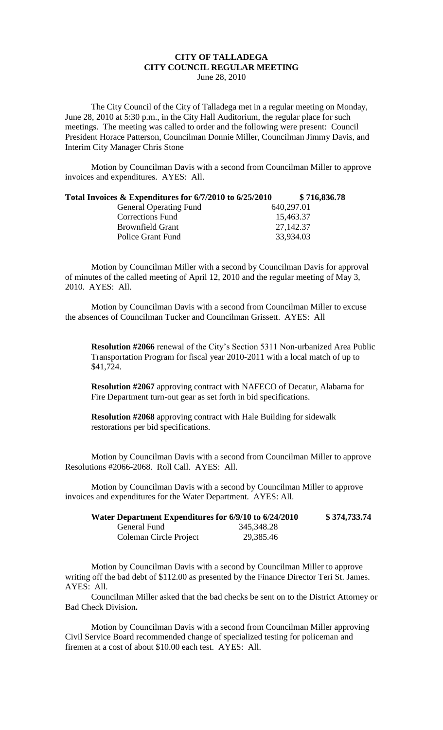# CITY OF TALLADEGA
## CITY COUNCIL REGULAR MEETING
June 28, 2010

The City Council of the City of Talladega met in a regular meeting on Monday, June 28, 2010 at 5:30 p.m., in the City Hall Auditorium, the regular place for such meetings. The meeting was called to order and the following were present: Council President Horace Patterson, Councilman Donnie Miller, Councilman Jimmy Davis, and Interim City Manager Chris Stone

Motion by Councilman Davis with a second from Councilman Miller to approve invoices and expenditures. AYES: All.

| **Total Invoices & Expenditures for 6/7/2010 to 6/25/2010** | | **$ 716,836.78** |
|---|---|---|
| General Operating Fund | 640,297.01 | |
| Corrections Fund | 15,463.37 | |
| Brownfield Grant | 27,142.37 | |
| Police Grant Fund | 33,934.03 | |

Motion by Councilman Miller with a second by Councilman Davis for approval of minutes of the called meeting of April 12, 2010 and the regular meeting of May 3, 2010. AYES: All.

Motion by Councilman Davis with a second from Councilman Miller to excuse the absences of Councilman Tucker and Councilman Grissett. AYES: All

**Resolution #2066** renewal of the City's Section 5311 Non-urbanized Area Public Transportation Program for fiscal year 2010-2011 with a local match of up to $41,724.

**Resolution #2067** approving contract with NAFECO of Decatur, Alabama for Fire Department turn-out gear as set forth in bid specifications.

**Resolution #2068** approving contract with Hale Building for sidewalk restorations per bid specifications.

Motion by Councilman Davis with a second from Councilman Miller to approve Resolutions #2066-2068. Roll Call. AYES: All.

Motion by Councilman Davis with a second by Councilman Miller to approve invoices and expenditures for the Water Department. AYES: All.

| **Water Department Expenditures for 6/9/10 to 6/24/2010** | | **$ 374,733.74** |
|---|---|---|
| General Fund | 345,348.28 | |
| Coleman Circle Project | 29,385.46 | |

Motion by Councilman Davis with a second by Councilman Miller to approve writing off the bad debt of $112.00 as presented by the Finance Director Teri St. James. AYES: All.

Councilman Miller asked that the bad checks be sent on to the District Attorney or Bad Check Division**.**

Motion by Councilman Davis with a second from Councilman Miller approving Civil Service Board recommended change of specialized testing for policeman and firemen at a cost of about $10.00 each test. AYES: All.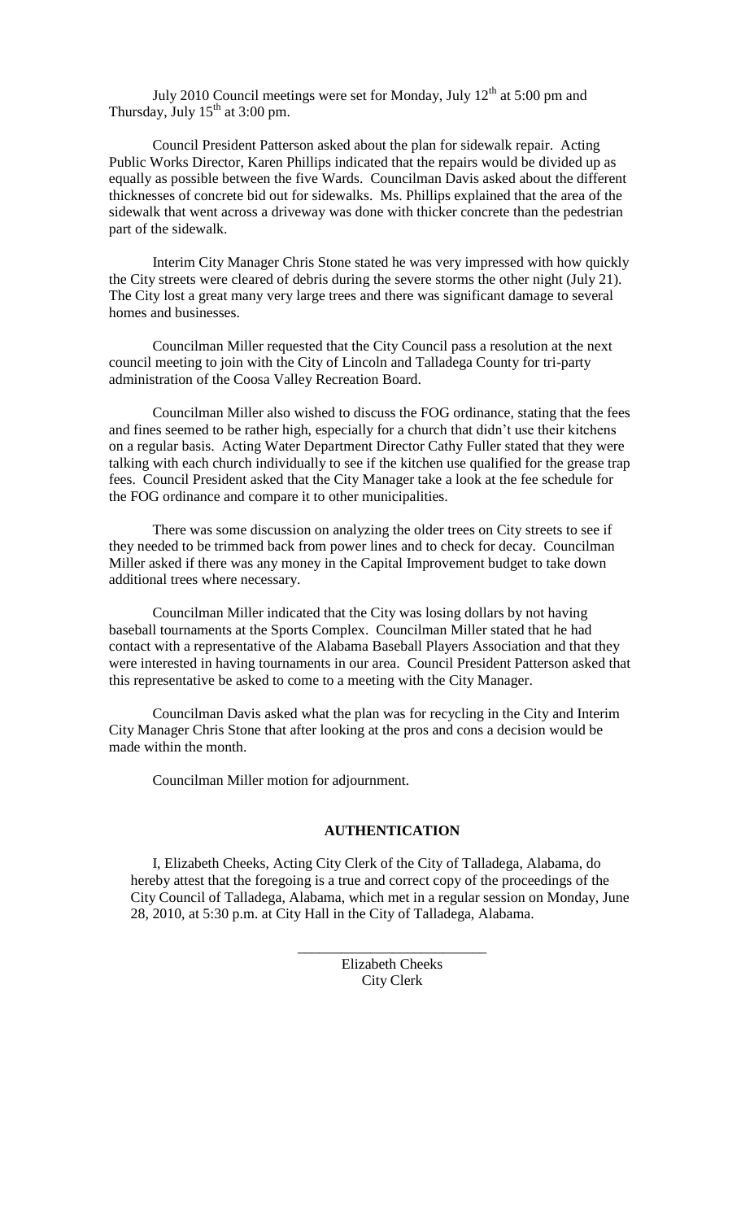July 2010 Council meetings were set for Monday, July 12th at 5:00 pm and Thursday, July 15th at 3:00 pm.

Council President Patterson asked about the plan for sidewalk repair. Acting Public Works Director, Karen Phillips indicated that the repairs would be divided up as equally as possible between the five Wards. Councilman Davis asked about the different thicknesses of concrete bid out for sidewalks. Ms. Phillips explained that the area of the sidewalk that went across a driveway was done with thicker concrete than the pedestrian part of the sidewalk.

Interim City Manager Chris Stone stated he was very impressed with how quickly the City streets were cleared of debris during the severe storms the other night (July 21). The City lost a great many very large trees and there was significant damage to several homes and businesses.

Councilman Miller requested that the City Council pass a resolution at the next council meeting to join with the City of Lincoln and Talladega County for tri-party administration of the Coosa Valley Recreation Board.

Councilman Miller also wished to discuss the FOG ordinance, stating that the fees and fines seemed to be rather high, especially for a church that didn't use their kitchens on a regular basis. Acting Water Department Director Cathy Fuller stated that they were talking with each church individually to see if the kitchen use qualified for the grease trap fees. Council President asked that the City Manager take a look at the fee schedule for the FOG ordinance and compare it to other municipalities.

There was some discussion on analyzing the older trees on City streets to see if they needed to be trimmed back from power lines and to check for decay. Councilman Miller asked if there was any money in the Capital Improvement budget to take down additional trees where necessary.

Councilman Miller indicated that the City was losing dollars by not having baseball tournaments at the Sports Complex. Councilman Miller stated that he had contact with a representative of the Alabama Baseball Players Association and that they were interested in having tournaments in our area. Council President Patterson asked that this representative be asked to come to a meeting with the City Manager.

Councilman Davis asked what the plan was for recycling in the City and Interim City Manager Chris Stone that after looking at the pros and cons a decision would be made within the month.

Councilman Miller motion for adjournment.

## AUTHENTICATION

I, Elizabeth Cheeks, Acting City Clerk of the City of Talladega, Alabama, do hereby attest that the foregoing is a true and correct copy of the proceedings of the City Council of Talladega, Alabama, which met in a regular session on Monday, June 28, 2010, at 5:30 p.m. at City Hall in the City of Talladega, Alabama.

\_\_\_\_\_\_\_\_\_\_\_\_\_\_\_\_\_\_\_\_\_\_\_\_\_\_

Elizabeth Cheeks
City Clerk